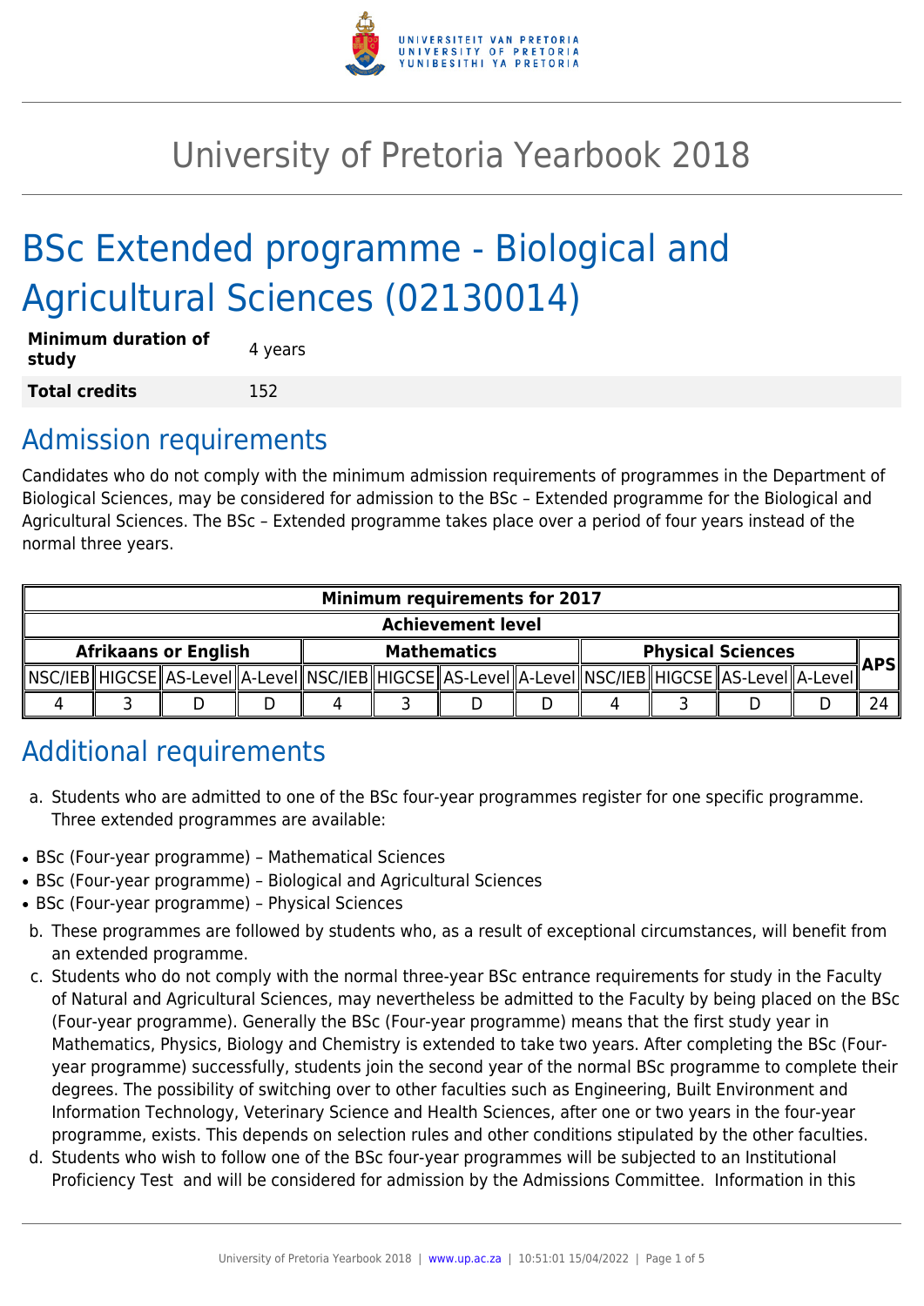# University of Pretoria Yearbook 2018

# BSc Extended programme - Biological and Agricultural Sciences (02130014)

| **Minimum duration of study** | 4 years |
|---|---|
| **Total credits** | 152 |

## Admission requirements

Candidates who do not comply with the minimum admission requirements of programmes in the Department of Biological Sciences, may be considered for admission to the BSc – Extended programme for the Biological and Agricultural Sciences. The BSc – Extended programme takes place over a period of four years instead of the normal three years.

| Minimum requirements for 2017 | | | | | | | | | | | | |
|---|---|---|---|---|---|---|---|---|---|---|---|---|
| Achievement level | | | | | | | | | | | | |
| Afrikaans or English | | | | Mathematics | | | | Physical Sciences | | | | APS |
| NSC/IEB | HIGCSE | AS-Level | A-Level | NSC/IEB | HIGCSE | AS-Level | A-Level | NSC/IEB | HIGCSE | AS-Level | A-Level | |
| 4 | 3 | D | D | 4 | 3 | D | D | 4 | 3 | D | D | 24 |

## Additional requirements

a. Students who are admitted to one of the BSc four-year programmes register for one specific programme. Three extended programmes are available:

- BSc (Four-year programme) – Mathematical Sciences
- BSc (Four-year programme) – Biological and Agricultural Sciences
- BSc (Four-year programme) – Physical Sciences

b. These programmes are followed by students who, as a result of exceptional circumstances, will benefit from an extended programme.

c. Students who do not comply with the normal three-year BSc entrance requirements for study in the Faculty of Natural and Agricultural Sciences, may nevertheless be admitted to the Faculty by being placed on the BSc (Four-year programme). Generally the BSc (Four-year programme) means that the first study year in Mathematics, Physics, Biology and Chemistry is extended to take two years. After completing the BSc (Four-year programme) successfully, students join the second year of the normal BSc programme to complete their degrees. The possibility of switching over to other faculties such as Engineering, Built Environment and Information Technology, Veterinary Science and Health Sciences, after one or two years in the four-year programme, exists. This depends on selection rules and other conditions stipulated by the other faculties.

d. Students who wish to follow one of the BSc four-year programmes will be subjected to an Institutional Proficiency Test and will be considered for admission by the Admissions Committee. Information in this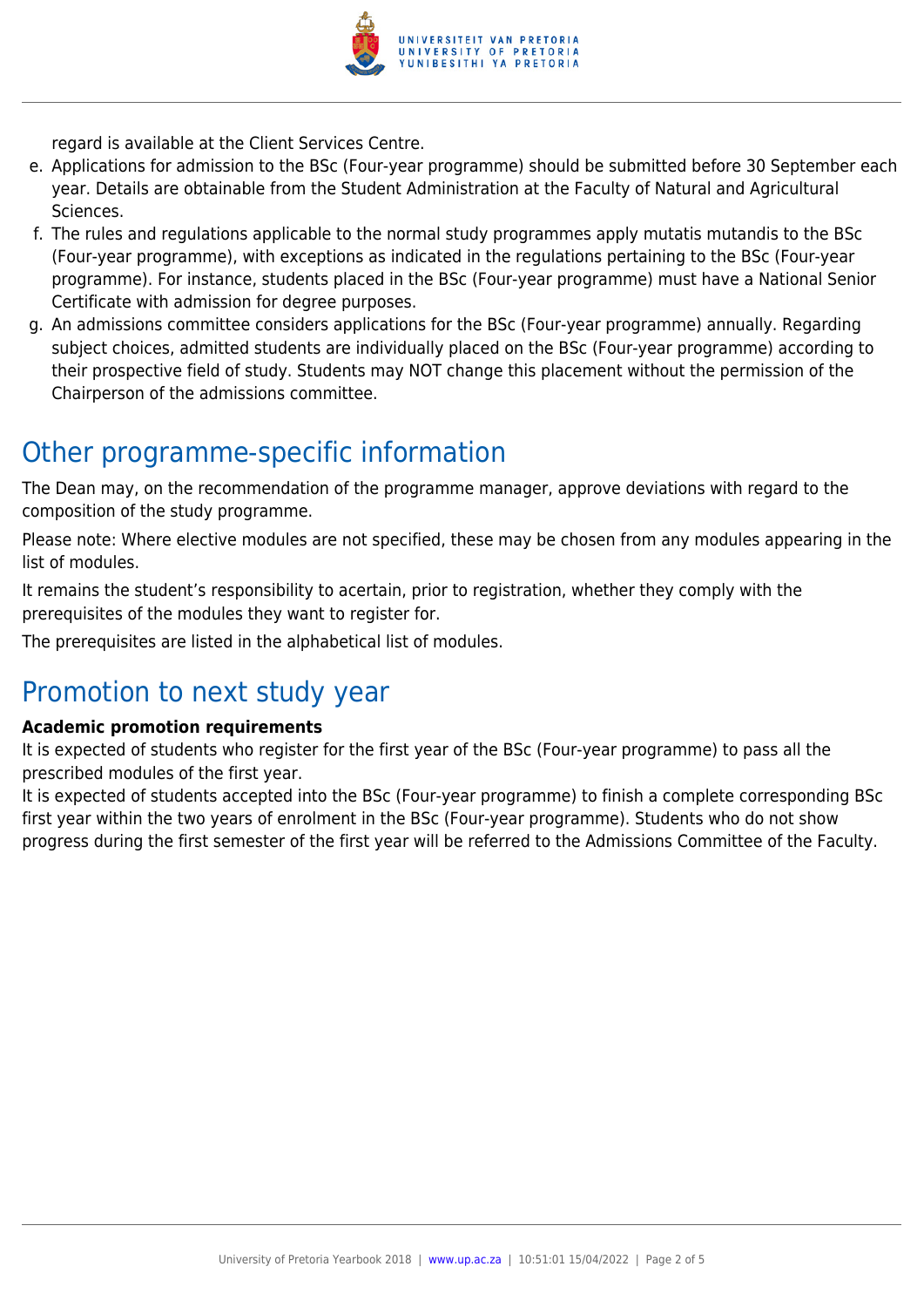regard is available at the Client Services Centre.

e. Applications for admission to the BSc (Four-year programme) should be submitted before 30 September each year. Details are obtainable from the Student Administration at the Faculty of Natural and Agricultural Sciences.
f. The rules and regulations applicable to the normal study programmes apply mutatis mutandis to the BSc (Four-year programme), with exceptions as indicated in the regulations pertaining to the BSc (Four-year programme). For instance, students placed in the BSc (Four-year programme) must have a National Senior Certificate with admission for degree purposes.
g. An admissions committee considers applications for the BSc (Four-year programme) annually. Regarding subject choices, admitted students are individually placed on the BSc (Four-year programme) according to their prospective field of study. Students may NOT change this placement without the permission of the Chairperson of the admissions committee.

## Other programme-specific information

The Dean may, on the recommendation of the programme manager, approve deviations with regard to the composition of the study programme.

Please note: Where elective modules are not specified, these may be chosen from any modules appearing in the list of modules.

It remains the student's responsibility to acertain, prior to registration, whether they comply with the prerequisites of the modules they want to register for.

The prerequisites are listed in the alphabetical list of modules.

## Promotion to next study year

**Academic promotion requirements**

It is expected of students who register for the first year of the BSc (Four-year programme) to pass all the prescribed modules of the first year.

It is expected of students accepted into the BSc (Four-year programme) to finish a complete corresponding BSc first year within the two years of enrolment in the BSc (Four-year programme). Students who do not show progress during the first semester of the first year will be referred to the Admissions Committee of the Faculty.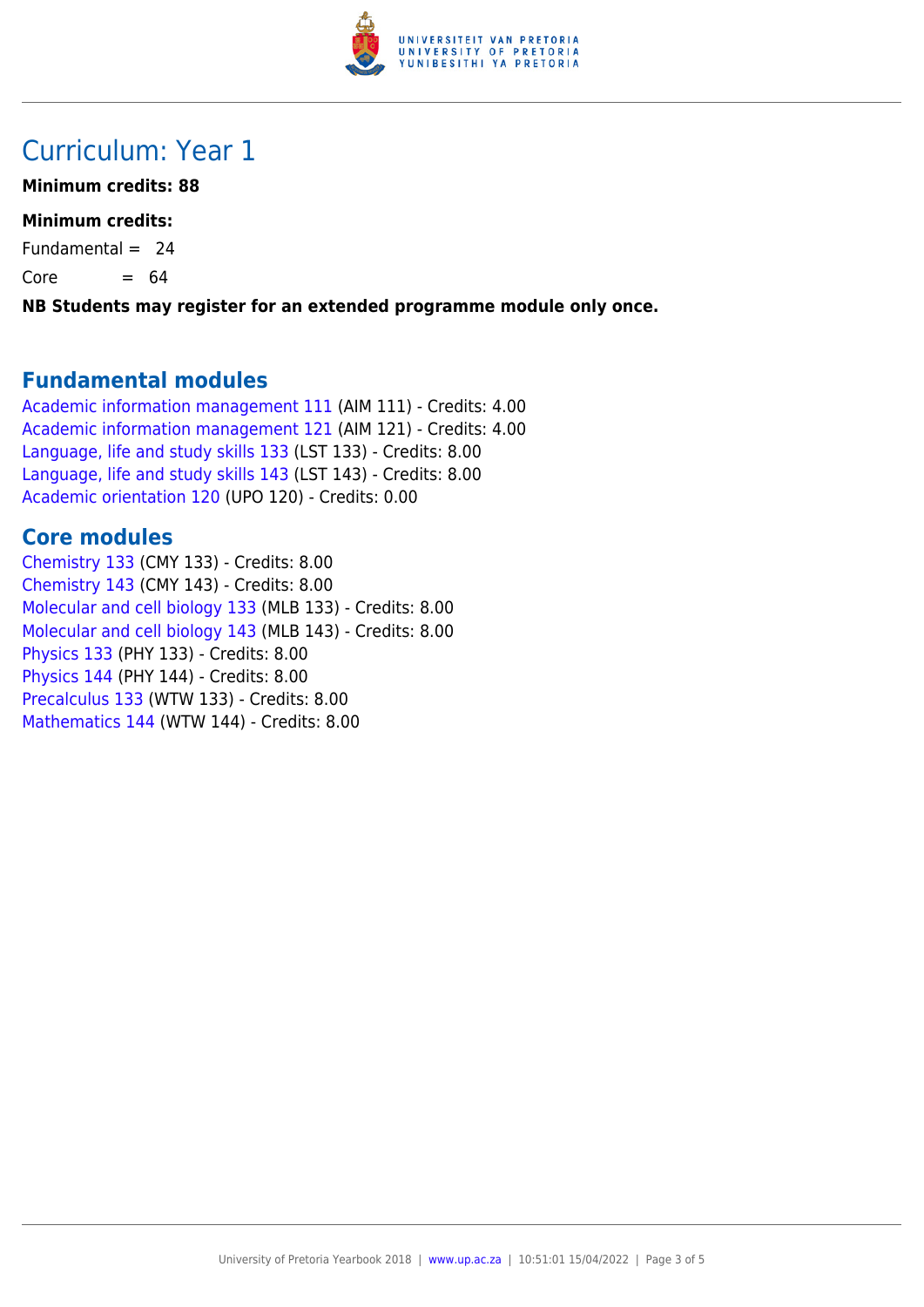# Curriculum: Year 1

**Minimum credits: 88**

**Minimum credits:**

Fundamental = 24

Core = 64

**NB Students may register for an extended programme module only once.**

## Fundamental modules

Academic information management 111 (AIM 111) - Credits: 4.00
Academic information management 121 (AIM 121) - Credits: 4.00
Language, life and study skills 133 (LST 133) - Credits: 8.00
Language, life and study skills 143 (LST 143) - Credits: 8.00
Academic orientation 120 (UPO 120) - Credits: 0.00

## Core modules

Chemistry 133 (CMY 133) - Credits: 8.00
Chemistry 143 (CMY 143) - Credits: 8.00
Molecular and cell biology 133 (MLB 133) - Credits: 8.00
Molecular and cell biology 143 (MLB 143) - Credits: 8.00
Physics 133 (PHY 133) - Credits: 8.00
Physics 144 (PHY 144) - Credits: 8.00
Precalculus 133 (WTW 133) - Credits: 8.00
Mathematics 144 (WTW 144) - Credits: 8.00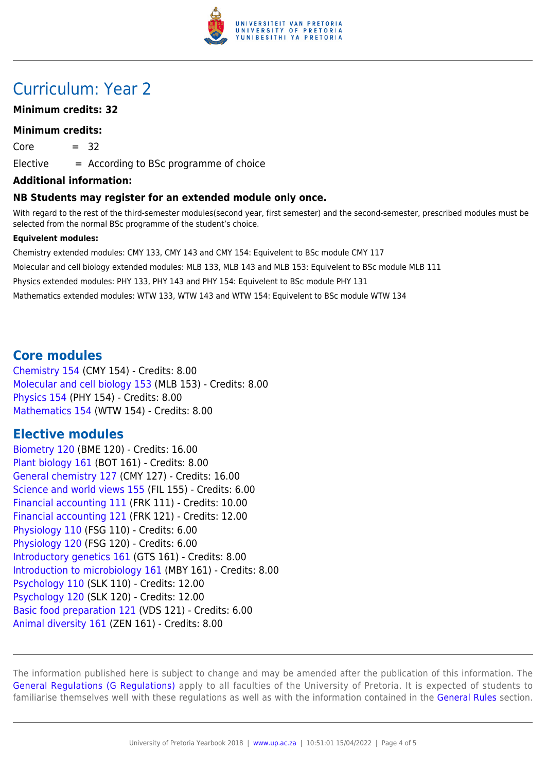# Curriculum: Year 2

**Minimum credits: 32**

**Minimum credits:**

Core = 32

Elective = According to BSc programme of choice

**Additional information:**

**NB Students may register for an extended module only once.**

With regard to the rest of the third-semester modules(second year, first semester) and the second-semester, prescribed modules must be selected from the normal BSc programme of the student's choice.

**Equivelent modules:**

Chemistry extended modules: CMY 133, CMY 143 and CMY 154: Equivelent to BSc module CMY 117

Molecular and cell biology extended modules: MLB 133, MLB 143 and MLB 153: Equivelent to BSc module MLB 111

Physics extended modules: PHY 133, PHY 143 and PHY 154: Equivelent to BSc module PHY 131

Mathematics extended modules: WTW 133, WTW 143 and WTW 154: Equivelent to BSc module WTW 134

## Core modules

Chemistry 154 (CMY 154) - Credits: 8.00
Molecular and cell biology 153 (MLB 153) - Credits: 8.00
Physics 154 (PHY 154) - Credits: 8.00
Mathematics 154 (WTW 154) - Credits: 8.00

## Elective modules

Biometry 120 (BME 120) - Credits: 16.00
Plant biology 161 (BOT 161) - Credits: 8.00
General chemistry 127 (CMY 127) - Credits: 16.00
Science and world views 155 (FIL 155) - Credits: 6.00
Financial accounting 111 (FRK 111) - Credits: 10.00
Financial accounting 121 (FRK 121) - Credits: 12.00
Physiology 110 (FSG 110) - Credits: 6.00
Physiology 120 (FSG 120) - Credits: 6.00
Introductory genetics 161 (GTS 161) - Credits: 8.00
Introduction to microbiology 161 (MBY 161) - Credits: 8.00
Psychology 110 (SLK 110) - Credits: 12.00
Psychology 120 (SLK 120) - Credits: 12.00
Basic food preparation 121 (VDS 121) - Credits: 6.00
Animal diversity 161 (ZEN 161) - Credits: 8.00

The information published here is subject to change and may be amended after the publication of this information. The General Regulations (G Regulations) apply to all faculties of the University of Pretoria. It is expected of students to familiarise themselves well with these regulations as well as with the information contained in the General Rules section.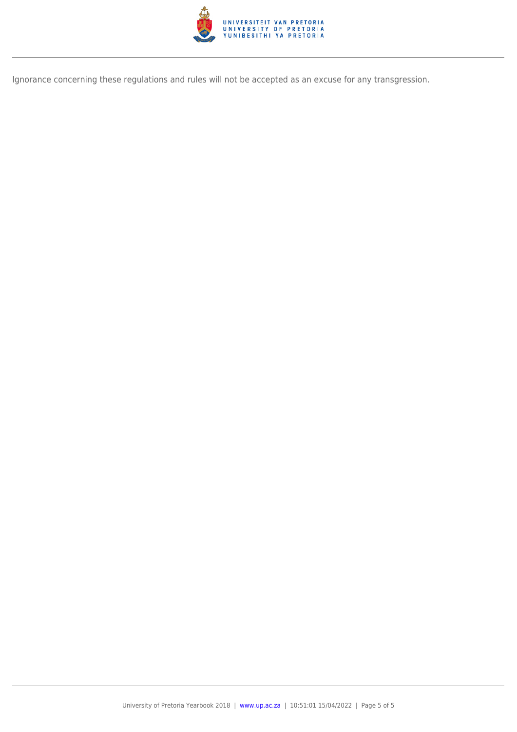Ignorance concerning these regulations and rules will not be accepted as an excuse for any transgression.